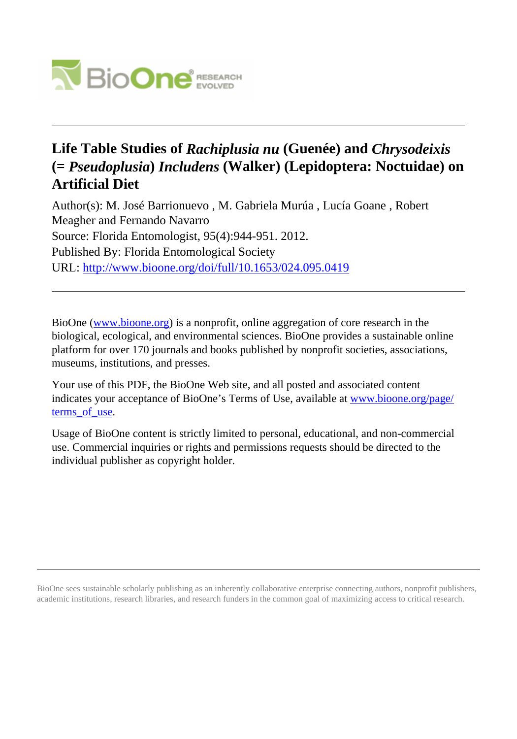# Life Table Studies of *Rachiplusia nu* (Guenée) and *Chrysodeixis* (= *Pseudoplusia*) *Includens* (Walker) (Lepidoptera: Noctuidae) on Artificial Diet

Author(s): M. José Barrionuevo , M. Gabriela Murúa , Lucía Goane , Robert Meagher and Fernando Navarro

Source: Florida Entomologist, 95(4):944-951. 2012.

Published By: Florida Entomological Society

URL: http://www.bioone.org/doi/full/10.1653/024.095.0419

---

BioOne (www.bioone.org) is a nonprofit, online aggregation of core research in the biological, ecological, and environmental sciences. BioOne provides a sustainable online platform for over 170 journals and books published by nonprofit societies, associations, museums, institutions, and presses.

Your use of this PDF, the BioOne Web site, and all posted and associated content indicates your acceptance of BioOne's Terms of Use, available at www.bioone.org/page/terms_of_use.

Usage of BioOne content is strictly limited to personal, educational, and non-commercial use. Commercial inquiries or rights and permissions requests should be directed to the individual publisher as copyright holder.

---

BioOne sees sustainable scholarly publishing as an inherently collaborative enterprise connecting authors, nonprofit publishers, academic institutions, research libraries, and research funders in the common goal of maximizing access to critical research.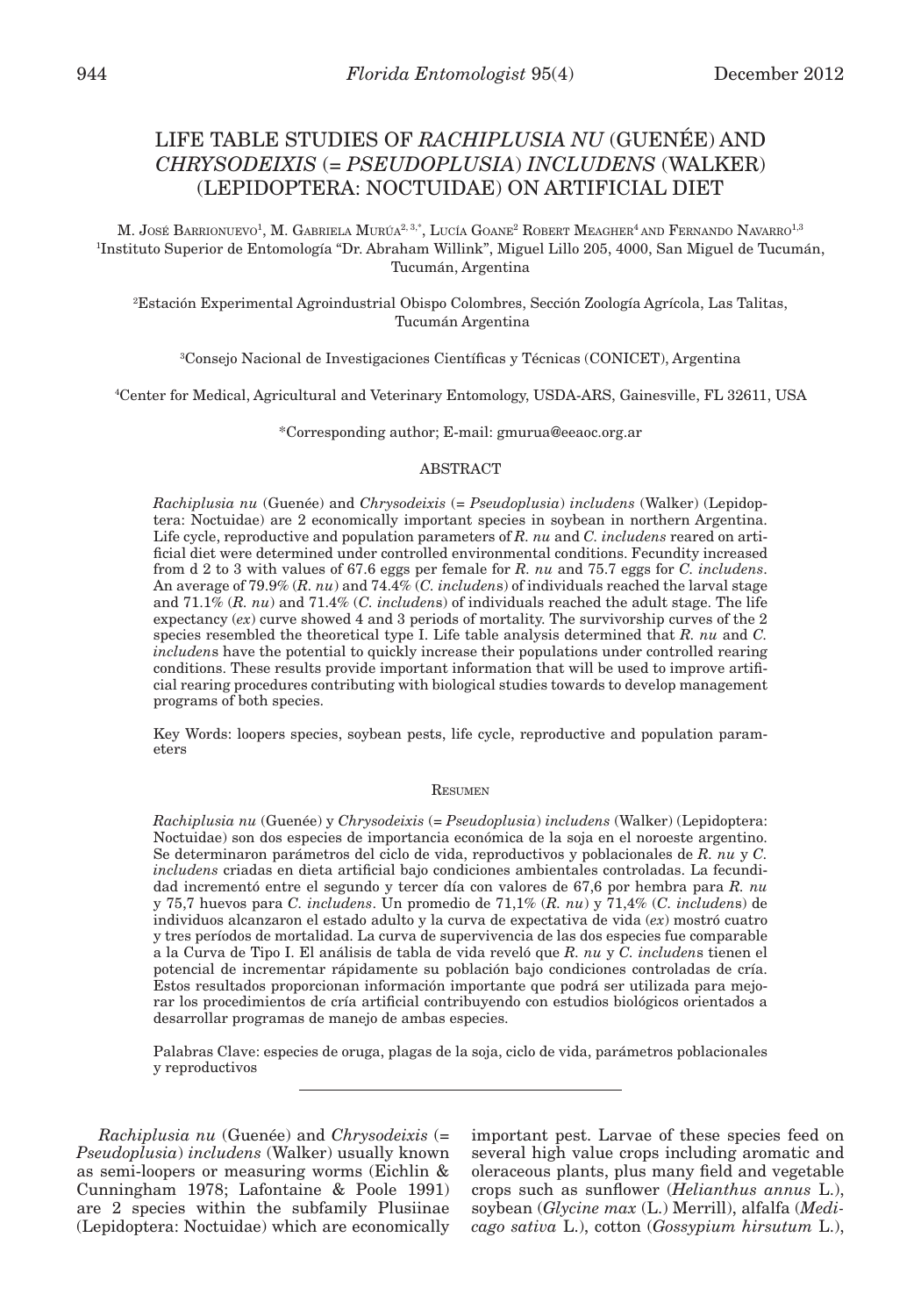# LIFE TABLE STUDIES OF *RACHIPLUSIA NU* (GUENÉE) AND *CHRYSODEIXIS* (= *PSEUDOPLUSIA*) *INCLUDENS* (WALKER) (LEPIDOPTERA: NOCTUIDAE) ON ARTIFICIAL DIET

M. José Barrionuevo[1], M. Gabriela Murúa[2,3,*], Lucía Goane[2] Robert Meagher[4] and Fernando Navarro[1,3]

[1]Instituto Superior de Entomología "Dr. Abraham Willink", Miguel Lillo 205, 4000, San Miguel de Tucumán, Tucumán, Argentina

[2]Estación Experimental Agroindustrial Obispo Colombres, Sección Zoología Agrícola, Las Talitas, Tucumán Argentina

[3]Consejo Nacional de Investigaciones Científicas y Técnicas (CONICET), Argentina

[4]Center for Medical, Agricultural and Veterinary Entomology, USDA-ARS, Gainesville, FL 32611, USA

*Corresponding author; E-mail: gmurua@eeaoc.org.ar

## Abstract

*Rachiplusia nu* (Guenée) and *Chrysodeixis* (= *Pseudoplusia*) *includens* (Walker) (Lepidoptera: Noctuidae) are 2 economically important species in soybean in northern Argentina. Life cycle, reproductive and population parameters of *R. nu* and *C. includens* reared on artificial diet were determined under controlled environmental conditions. Fecundity increased from d 2 to 3 with values of 67.6 eggs per female for *R. nu* and 75.7 eggs for *C. includens*. An average of 79.9% (*R. nu*) and 74.4% (*C. includens*) of individuals reached the larval stage and 71.1% (*R. nu*) and 71.4% (*C. includens*) of individuals reached the adult stage. The life expectancy (*ex*) curve showed 4 and 3 periods of mortality. The survivorship curves of the 2 species resembled the theoretical type I. Life table analysis determined that *R. nu* and *C. includens* have the potential to quickly increase their populations under controlled rearing conditions. These results provide important information that will be used to improve artificial rearing procedures contributing with biological studies towards to develop management programs of both species.

Key Words: loopers species, soybean pests, life cycle, reproductive and population parameters

## Resumen

*Rachiplusia nu* (Guenée) y *Chrysodeixis* (= *Pseudoplusia*) *includens* (Walker) (Lepidoptera: Noctuidae) son dos especies de importancia económica de la soja en el noroeste argentino. Se determinaron parámetros del ciclo de vida, reproductivos y poblacionales de *R. nu* y *C. includens* criadas en dieta artificial bajo condiciones ambientales controladas. La fecundidad incrementó entre el segundo y tercer día con valores de 67,6 por hembra para *R. nu* y 75,7 huevos para *C. includens*. Un promedio de 71,1% (*R. nu*) y 71,4% (*C. includens*) de individuos alcanzaron el estado adulto y la curva de expectativa de vida (*ex*) mostró cuatro y tres períodos de mortalidad. La curva de supervivencia de las dos especies fue comparable a la Curva de Tipo I. El análisis de tabla de vida reveló que *R. nu* y *C. includens* tienen el potencial de incrementar rápidamente su población bajo condiciones controladas de cría. Estos resultados proporcionan información importante que podrá ser utilizada para mejorar los procedimientos de cría artificial contribuyendo con estudios biológicos orientados a desarrollar programas de manejo de ambas especies.

Palabras Clave: especies de oruga, plagas de la soja, ciclo de vida, parámetros poblacionales y reproductivos

---

*Rachiplusia nu* (Guenée) and *Chrysodeixis* (= *Pseudoplusia*) *includens* (Walker) usually known as semi-loopers or measuring worms (Eichlin & Cunningham 1978; Lafontaine & Poole 1991) are 2 species within the subfamily Plusiinae (Lepidoptera: Noctuidae) which are economically important pest. Larvae of these species feed on several high value crops including aromatic and oleraceous plants, plus many field and vegetable crops such as sunflower (*Helianthus annus* L.), soybean (*Glycine max* (L.) Merrill), alfalfa (*Medicago sativa* L.), cotton (*Gossypium hirsutum* L.),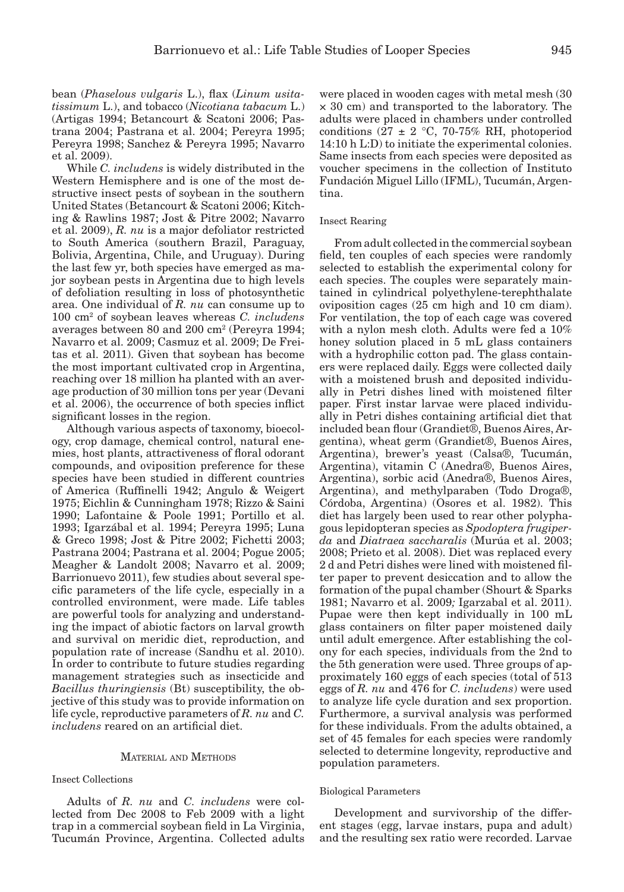bean (*Phaselous vulgaris* L.), flax (*Linum usitatissimum* L.), and tobacco (*Nicotiana tabacum* L.) (Artigas 1994; Betancourt & Scatoni 2006; Pastrana 2004; Pastrana et al. 2004; Pereyra 1995; Pereyra 1998; Sanchez & Pereyra 1995; Navarro et al. 2009).

While *C. includens* is widely distributed in the Western Hemisphere and is one of the most destructive insect pests of soybean in the southern United States (Betancourt & Scatoni 2006; Kitching & Rawlins 1987; Jost & Pitre 2002; Navarro et al. 2009), *R. nu* is a major defoliator restricted to South America (southern Brazil, Paraguay, Bolivia, Argentina, Chile, and Uruguay). During the last few yr, both species have emerged as major soybean pests in Argentina due to high levels of defoliation resulting in loss of photosynthetic area. One individual of *R. nu* can consume up to 100 $cm^2$ of soybean leaves whereas *C. includens* averages between 80 and 200 $cm^2$ (Pereyra 1994; Navarro et al. 2009; Casmuz et al. 2009; De Freitas et al. 2011). Given that soybean has become the most important cultivated crop in Argentina, reaching over 18 million ha planted with an average production of 30 million tons per year (Devani et al. 2006), the occurrence of both species inflict significant losses in the region.

Although various aspects of taxonomy, bioecology, crop damage, chemical control, natural enemies, host plants, attractiveness of floral odorant compounds, and oviposition preference for these species have been studied in different countries of America (Ruffinelli 1942; Angulo & Weigert 1975; Eichlin & Cunningham 1978; Rizzo & Saini 1990; Lafontaine & Poole 1991; Portillo et al. 1993; Igarzábal et al. 1994; Pereyra 1995; Luna & Greco 1998; Jost & Pitre 2002; Fichetti 2003; Pastrana 2004; Pastrana et al. 2004; Pogue 2005; Meagher & Landolt 2008; Navarro et al. 2009; Barrionuevo 2011), few studies about several specific parameters of the life cycle, especially in a controlled environment, were made. Life tables are powerful tools for analyzing and understanding the impact of abiotic factors on larval growth and survival on meridic diet, reproduction, and population rate of increase (Sandhu et al. 2010). In order to contribute to future studies regarding management strategies such as insecticide and *Bacillus thuringiensis* (Bt) susceptibility, the objective of this study was to provide information on life cycle, reproductive parameters of *R. nu* and *C. includens* reared on an artificial diet.

## Material and Methods

### Insect Collections

Adults of *R. nu* and *C. includens* were collected from Dec 2008 to Feb 2009 with a light trap in a commercial soybean field in La Virginia, Tucumán Province, Argentina. Collected adults were placed in wooden cages with metal mesh (30 × 30 cm) and transported to the laboratory. The adults were placed in chambers under controlled conditions (27 ± 2 °C, 70-75% RH, photoperiod 14:10 h L:D) to initiate the experimental colonies. Same insects from each species were deposited as voucher specimens in the collection of Instituto Fundación Miguel Lillo (IFML), Tucumán, Argentina.

### Insect Rearing

From adult collected in the commercial soybean field, ten couples of each species were randomly selected to establish the experimental colony for each species. The couples were separately maintained in cylindrical polyethylene-terephthalate oviposition cages (25 cm high and 10 cm diam). For ventilation, the top of each cage was covered with a nylon mesh cloth. Adults were fed a 10% honey solution placed in 5 mL glass containers with a hydrophilic cotton pad. The glass containers were replaced daily. Eggs were collected daily with a moistened brush and deposited individually in Petri dishes lined with moistened filter paper. First instar larvae were placed individually in Petri dishes containing artificial diet that included bean flour (Grandiet®, Buenos Aires, Argentina), wheat germ (Grandiet®, Buenos Aires, Argentina), brewer's yeast (Calsa®, Tucumán, Argentina), vitamin C (Anedra®, Buenos Aires, Argentina), sorbic acid (Anedra®, Buenos Aires, Argentina), and methylparaben (Todo Droga®, Córdoba, Argentina) (Osores et al. 1982). This diet has largely been used to rear other polyphagous lepidopteran species as *Spodoptera frugiperda* and *Diatraea saccharalis* (Murúa et al. 2003; 2008; Prieto et al. 2008). Diet was replaced every 2 d and Petri dishes were lined with moistened filter paper to prevent desiccation and to allow the formation of the pupal chamber (Shourt & Sparks 1981; Navarro et al. 2009; Igarzabal et al. 2011). Pupae were then kept individually in 100 mL glass containers on filter paper moistened daily until adult emergence. After establishing the colony for each species, individuals from the 2nd to the 5th generation were used. Three groups of approximately 160 eggs of each species (total of 513 eggs of *R. nu* and 476 for *C. includens*) were used to analyze life cycle duration and sex proportion. Furthermore, a survival analysis was performed for these individuals. From the adults obtained, a set of 45 females for each species were randomly selected to determine longevity, reproductive and population parameters.

### Biological Parameters

Development and survivorship of the different stages (egg, larvae instars, pupa and adult) and the resulting sex ratio were recorded. Larvae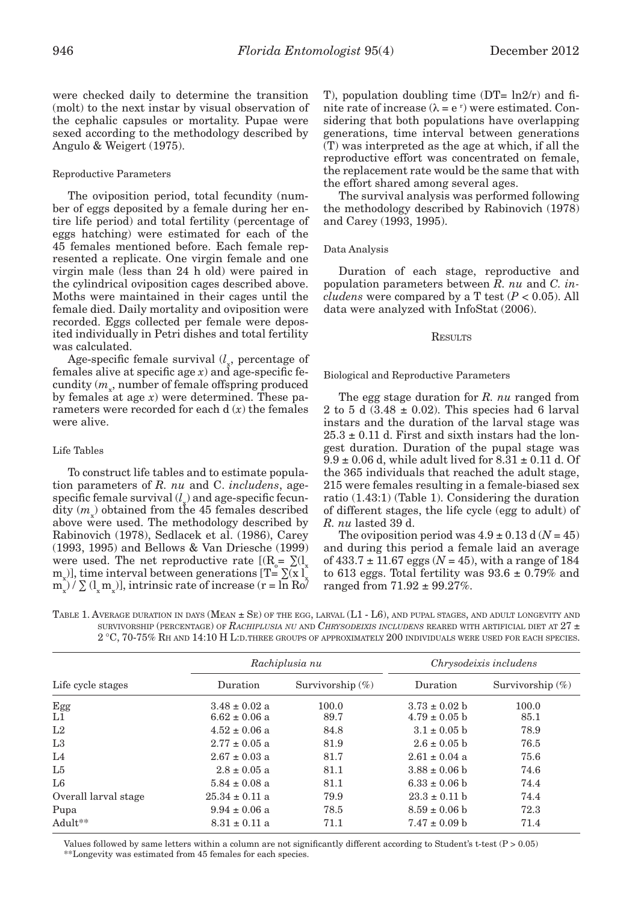were checked daily to determine the transition (molt) to the next instar by visual observation of the cephalic capsules or mortality. Pupae were sexed according to the methodology described by Angulo & Weigert (1975).

### Reproductive Parameters

The oviposition period, total fecundity (number of eggs deposited by a female during her entire life period) and total fertility (percentage of eggs hatching) were estimated for each of the 45 females mentioned before. Each female represented a replicate. One virgin female and one virgin male (less than 24 h old) were paired in the cylindrical oviposition cages described above. Moths were maintained in their cages until the female died. Daily mortality and oviposition were recorded. Eggs collected per female were deposited individually in Petri dishes and total fertility was calculated.

Age-specific female survival ($l_x$, percentage of females alive at specific age $x$) and age-specific fecundity ($m_x$, number of female offspring produced by females at age $x$) were determined. These parameters were recorded for each d ($x$) the females were alive.

### Life Tables

To construct life tables and to estimate population parameters of *R. nu* and *C. includens*, age-specific female survival ($l_x$) and age-specific fecundity ($m_x$) obtained from the 45 females described above were used. The methodology described by Rabinovich (1978), Sedlacek et al. (1986), Carey (1993, 1995) and Bellows & Van Driesche (1999) were used. The net reproductive rate [($R_o = \sum(l_x m_x)$], time interval between generations [$T = \sum(x\, l_x m_x) / \sum (l_x m_x)$], intrinsic rate of increase ($r = \ln Ro/T$), population doubling time ($DT = \ln 2/r$) and finite rate of increase ($\lambda = e^r$) were estimated. Considering that both populations have overlapping generations, time interval between generations (T) was interpreted as the age at which, if all the reproductive effort was concentrated on female, the replacement rate would be the same that with the effort shared among several ages.

The survival analysis was performed following the methodology described by Rabinovich (1978) and Carey (1993, 1995).

### Data Analysis

Duration of each stage, reproductive and population parameters between *R. nu* and *C. includens* were compared by a T test ($P < 0.05$). All data were analyzed with InfoStat (2006).

## Results

### Biological and Reproductive Parameters

The egg stage duration for *R. nu* ranged from 2 to 5 d (3.48 ± 0.02). This species had 6 larval instars and the duration of the larval stage was 25.3 ± 0.11 d. First and sixth instars had the longest duration. Duration of the pupal stage was 9.9 ± 0.06 d, while adult lived for 8.31 ± 0.11 d. Of the 365 individuals that reached the adult stage, 215 were females resulting in a female-biased sex ratio (1.43:1) (Table 1). Considering the duration of different stages, the life cycle (egg to adult) of *R. nu* lasted 39 d.

The oviposition period was 4.9 ± 0.13 d ($N = 45$) and during this period a female laid an average of 433.7 ± 11.67 eggs ($N = 45$), with a range of 184 to 613 eggs. Total fertility was 93.6 ± 0.79% and ranged from 71.92 ± 99.27%.

Table 1. Average duration in days (Mean ± SE) of the egg, larval (L1 - L6), and pupal stages, and adult longevity and survivorship (percentage) of *Rachiplusia nu* and *Chrysodeixis includens* reared with artificial diet at 27 ± 2 °C, 70-75% RH and 14:10 h L:D. Three groups of approximately 200 individuals were used for each species.

| Life cycle stages | *Rachiplusia nu* | | *Chrysodeixis includens* | |
|---|---|---|---|---|
| | Duration | Survivorship (%) | Duration | Survivorship (%) |
| Egg | 3.48 ± 0.02 a | 100.0 | 3.73 ± 0.02 b | 100.0 |
| L1 | 6.62 ± 0.06 a | 89.7 | 4.79 ± 0.05 b | 85.1 |
| L2 | 4.52 ± 0.06 a | 84.8 | 3.1 ± 0.05 b | 78.9 |
| L3 | 2.77 ± 0.05 a | 81.9 | 2.6 ± 0.05 b | 76.5 |
| L4 | 2.67 ± 0.03 a | 81.7 | 2.61 ± 0.04 a | 75.6 |
| L5 | 2.8 ± 0.05 a | 81.1 | 3.88 ± 0.06 b | 74.6 |
| L6 | 5.84 ± 0.08 a | 81.1 | 6.33 ± 0.06 b | 74.4 |
| Overall larval stage | 25.34 ± 0.11 a | 79.9 | 23.3 ± 0.11 b | 74.4 |
| Pupa | 9.94 ± 0.06 a | 78.5 | 8.59 ± 0.06 b | 72.3 |
| Adult** | 8.31 ± 0.11 a | 71.1 | 7.47 ± 0.09 b | 71.4 |

Values followed by same letters within a column are not significantly different according to Student's t-test ($P > 0.05$)
**Longevity was estimated from 45 females for each species.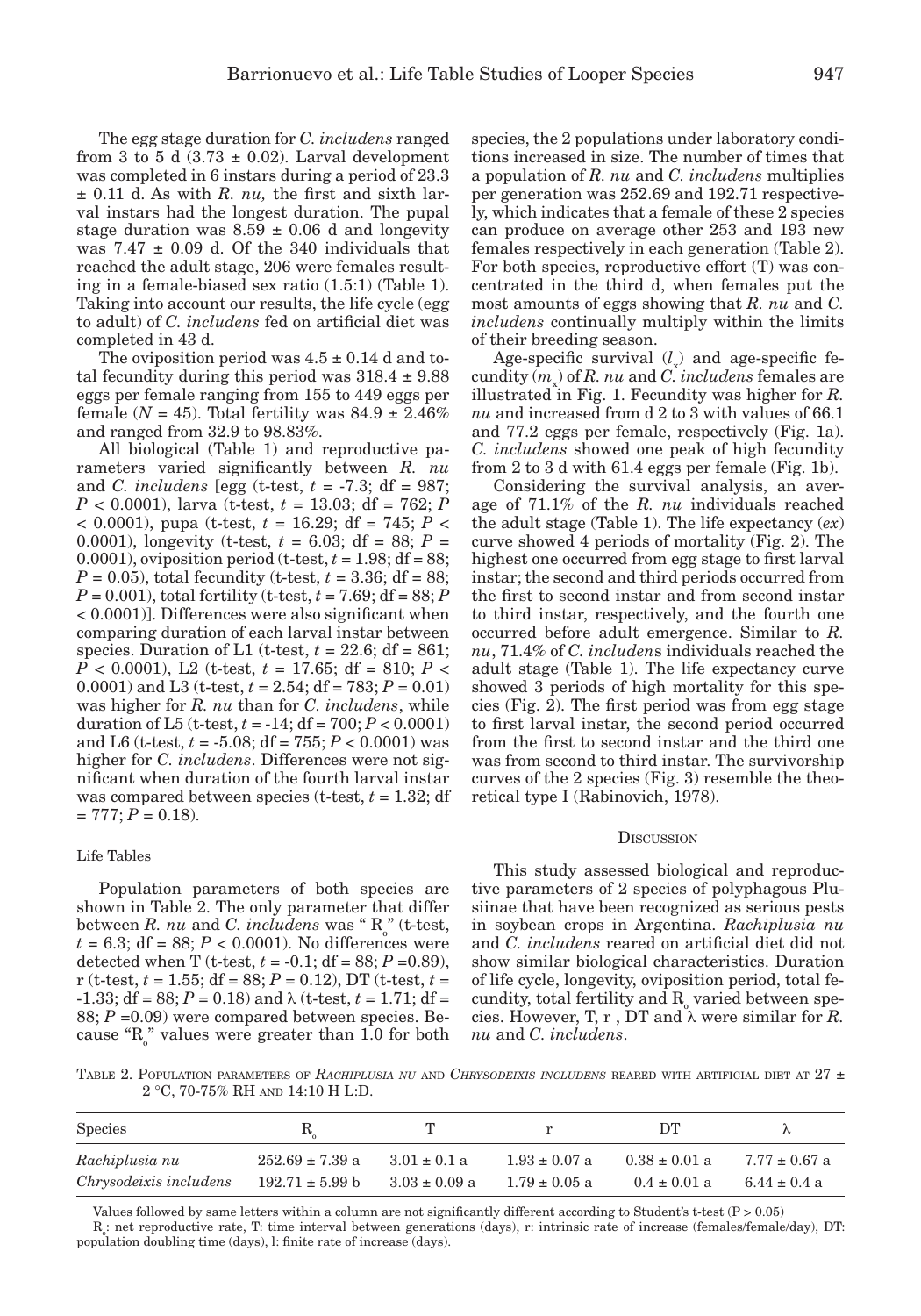The egg stage duration for *C. includens* ranged from 3 to 5 d (3.73 ± 0.02). Larval development was completed in 6 instars during a period of 23.3 ± 0.11 d. As with *R. nu,* the first and sixth larval instars had the longest duration. The pupal stage duration was 8.59 ± 0.06 d and longevity was 7.47 ± 0.09 d. Of the 340 individuals that reached the adult stage, 206 were females resulting in a female-biased sex ratio (1.5:1) (Table 1). Taking into account our results, the life cycle (egg to adult) of *C. includens* fed on artificial diet was completed in 43 d.

The oviposition period was 4.5 ± 0.14 d and total fecundity during this period was 318.4 ± 9.88 eggs per female ranging from 155 to 449 eggs per female ($N = 45$). Total fertility was 84.9 ± 2.46% and ranged from 32.9 to 98.83%.

All biological (Table 1) and reproductive parameters varied significantly between *R. nu* and *C. includens* [egg (t-test, $t = -7.3$; df = 987; $P < 0.0001$), larva (t-test, $t = 13.03$; df = 762; $P < 0.0001$), pupa (t-test, $t = 16.29$; df = 745; $P < 0.0001$), longevity (t-test, $t = 6.03$; df = 88; $P = 0.0001$), oviposition period (t-test, $t = 1.98$; df = 88; $P = 0.05$), total fecundity (t-test, $t = 3.36$; df = 88; $P = 0.001$), total fertility (t-test, $t = 7.69$; df = 88; $P < 0.0001$)]. Differences were also significant when comparing duration of each larval instar between species. Duration of L1 (t-test, $t = 22.6$; df = 861; $P < 0.0001$), L2 (t-test, $t = 17.65$; df = 810; $P < 0.0001$) and L3 (t-test, $t = 2.54$; df = 783; $P = 0.01$) was higher for *R. nu* than for *C. includens*, while duration of L5 (t-test, $t = -14$; df = 700; $P < 0.0001$) and L6 (t-test, $t = -5.08$; df = 755; $P < 0.0001$) was higher for *C. includens*. Differences were not significant when duration of the fourth larval instar was compared between species (t-test, $t = 1.32$; df = 777; $P = 0.18$).

### Life Tables

Population parameters of both species are shown in Table 2. The only parameter that differ between *R. nu* and *C. includens* was "$R_o$" (t-test, $t = 6.3$; df = 88; $P < 0.0001$). No differences were detected when T (t-test, $t = -0.1$; df = 88; $P = 0.89$), r (t-test, $t = 1.55$; df = 88; $P = 0.12$), DT (t-test, $t = -1.33$; df = 88; $P = 0.18$) and $\lambda$ (t-test, $t = 1.71$; df = 88; $P = 0.09$) were compared between species. Because "$R_o$" values were greater than 1.0 for both species, the 2 populations under laboratory conditions increased in size. The number of times that a population of *R. nu* and *C. includens* multiplies per generation was 252.69 and 192.71 respectively, which indicates that a female of these 2 species can produce on average other 253 and 193 new females respectively in each generation (Table 2). For both species, reproductive effort (T) was concentrated in the third d, when females put the most amounts of eggs showing that *R. nu* and *C. includens* continually multiply within the limits of their breeding season.

Age-specific survival ($l_x$) and age-specific fecundity ($m_x$) of *R. nu* and *C. includens* females are illustrated in Fig. 1. Fecundity was higher for *R. nu* and increased from d 2 to 3 with values of 66.1 and 77.2 eggs per female, respectively (Fig. 1a). *C. includens* showed one peak of high fecundity from 2 to 3 d with 61.4 eggs per female (Fig. 1b).

Considering the survival analysis, an average of 71.1% of the *R. nu* individuals reached the adult stage (Table 1). The life expectancy (*ex*) curve showed 4 periods of mortality (Fig. 2). The highest one occurred from egg stage to first larval instar; the second and third periods occurred from the first to second instar and from second instar to third instar, respectively, and the fourth one occurred before adult emergence. Similar to *R. nu*, 71.4% of *C. includens* individuals reached the adult stage (Table 1). The life expectancy curve showed 3 periods of high mortality for this species (Fig. 2). The first period was from egg stage to first larval instar, the second period occurred from the first to second instar and the third one was from second to third instar. The survivorship curves of the 2 species (Fig. 3) resemble the theoretical type I (Rabinovich, 1978).

## Discussion

This study assessed biological and reproductive parameters of 2 species of polyphagous Plusiinae that have been recognized as serious pests in soybean crops in Argentina. *Rachiplusia nu* and *C. includens* reared on artificial diet did not show similar biological characteristics. Duration of life cycle, longevity, oviposition period, total fecundity, total fertility and $R_o$ varied between species. However, T, r , DT and $\lambda$ were similar for *R. nu* and *C. includens*.

Table 2. Population parameters of *Rachiplusia nu* and *Chrysodeixis includens* reared with artificial diet at 27 ± 2 °C, 70-75% RH and 14:10 H L:D.

| Species | $R_o$ | T | r | DT | $\lambda$ |
|---|---|---|---|---|---|
| *Rachiplusia nu* | 252.69 ± 7.39 a | 3.01 ± 0.1 a | 1.93 ± 0.07 a | 0.38 ± 0.01 a | 7.77 ± 0.67 a |
| *Chrysodeixis includens* | 192.71 ± 5.99 b | 3.03 ± 0.09 a | 1.79 ± 0.05 a | 0.4 ± 0.01 a | 6.44 ± 0.4 a |

Values followed by same letters within a column are not significantly different according to Student's t-test (P > 0.05)

$R_o$: net reproductive rate, T: time interval between generations (days), r: intrinsic rate of increase (females/female/day), DT: population doubling time (days), l: finite rate of increase (days).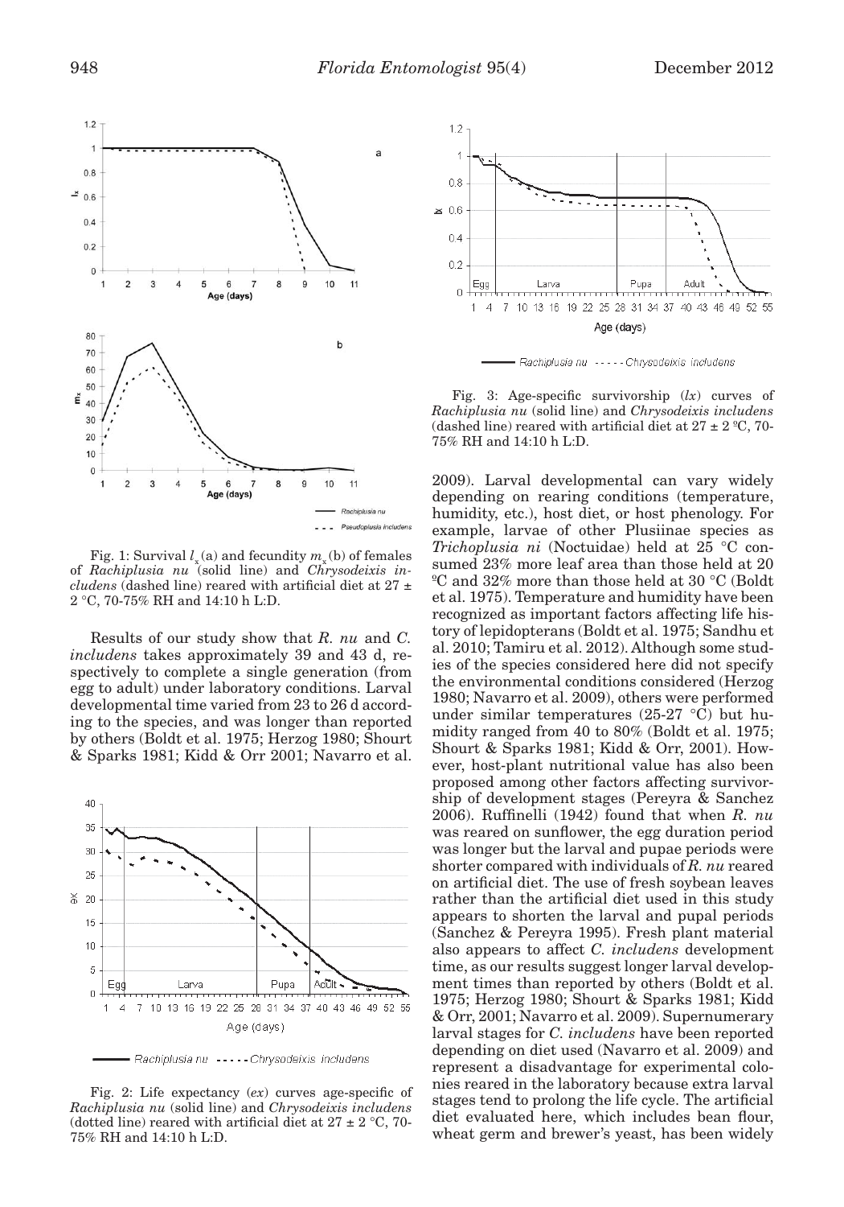Fig. 1: Survival $l_x$ (a) and fecundity $m_x$ (b) of females of *Rachiplusia nu* (solid line) and *Chrysodeixis includens* (dashed line) reared with artificial diet at 27 ± 2 °C, 70-75% RH and 14:10 h L:D.

Results of our study show that *R. nu* and *C. includens* takes approximately 39 and 43 d, respectively to complete a single generation (from egg to adult) under laboratory conditions. Larval developmental time varied from 23 to 26 d according to the species, and was longer than reported by others (Boldt et al. 1975; Herzog 1980; Shourt & Sparks 1981; Kidd & Orr 2001; Navarro et al. 2009). Larval developmental can vary widely depending on rearing conditions (temperature, humidity, etc.), host diet, or host phenology. For example, larvae of other Plusiinae species as *Trichoplusia ni* (Noctuidae) held at 25 °C consumed 23% more leaf area than those held at 20 ºC and 32% more than those held at 30 °C (Boldt et al. 1975). Temperature and humidity have been recognized as important factors affecting life history of lepidopterans (Boldt et al. 1975; Sandhu et al. 2010; Tamiru et al. 2012). Although some studies of the species considered here did not specify the environmental conditions considered (Herzog 1980; Navarro et al. 2009), others were performed under similar temperatures (25-27 °C) but humidity ranged from 40 to 80% (Boldt et al. 1975; Shourt & Sparks 1981; Kidd & Orr, 2001). However, host-plant nutritional value has also been proposed among other factors affecting survivorship of development stages (Pereyra & Sanchez 2006). Ruffinelli (1942) found that when *R. nu* was reared on sunflower, the egg duration period was longer but the larval and pupae periods were shorter compared with individuals of *R. nu* reared on artificial diet. The use of fresh soybean leaves rather than the artificial diet used in this study appears to shorten the larval and pupal periods (Sanchez & Pereyra 1995). Fresh plant material also appears to affect *C. includens* development time, as our results suggest longer larval development times than reported by others (Boldt et al. 1975; Herzog 1980; Shourt & Sparks 1981; Kidd & Orr, 2001; Navarro et al. 2009). Supernumerary larval stages for *C. includens* have been reported depending on diet used (Navarro et al. 2009) and represent a disadvantage for experimental colonies reared in the laboratory because extra larval stages tend to prolong the life cycle. The artificial diet evaluated here, which includes bean flour, wheat germ and brewer's yeast, has been widely

Fig. 2: Life expectancy (*ex*) curves age-specific of *Rachiplusia nu* (solid line) and *Chrysodeixis includens* (dotted line) reared with artificial diet at 27 ± 2 °C, 70-75% RH and 14:10 h L:D.

Fig. 3: Age-specific survivorship (*lx*) curves of *Rachiplusia nu* (solid line) and *Chrysodeixis includens* (dashed line) reared with artificial diet at 27 ± 2 ºC, 70-75% RH and 14:10 h L:D.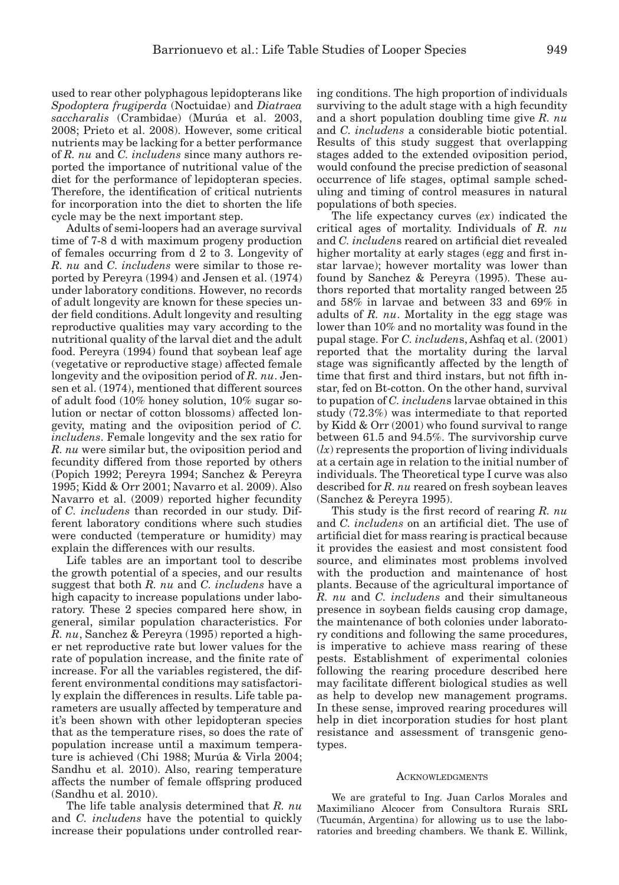used to rear other polyphagous lepidopterans like *Spodoptera frugiperda* (Noctuidae) and *Diatraea saccharalis* (Crambidae) (Murúa et al. 2003, 2008; Prieto et al. 2008). However, some critical nutrients may be lacking for a better performance of *R. nu* and *C. includens* since many authors reported the importance of nutritional value of the diet for the performance of lepidopteran species. Therefore, the identification of critical nutrients for incorporation into the diet to shorten the life cycle may be the next important step.

Adults of semi-loopers had an average survival time of 7-8 d with maximum progeny production of females occurring from d 2 to 3. Longevity of *R. nu* and *C. includens* were similar to those reported by Pereyra (1994) and Jensen et al. (1974) under laboratory conditions. However, no records of adult longevity are known for these species under field conditions. Adult longevity and resulting reproductive qualities may vary according to the nutritional quality of the larval diet and the adult food. Pereyra (1994) found that soybean leaf age (vegetative or reproductive stage) affected female longevity and the oviposition period of *R. nu*. Jensen et al. (1974), mentioned that different sources of adult food (10% honey solution, 10% sugar solution or nectar of cotton blossoms) affected longevity, mating and the oviposition period of *C. includens*. Female longevity and the sex ratio for *R. nu* were similar but, the oviposition period and fecundity differed from those reported by others (Popich 1992; Pereyra 1994; Sanchez & Pereyra 1995; Kidd & Orr 2001; Navarro et al. 2009). Also Navarro et al. (2009) reported higher fecundity of *C. includens* than recorded in our study. Different laboratory conditions where such studies were conducted (temperature or humidity) may explain the differences with our results.

Life tables are an important tool to describe the growth potential of a species, and our results suggest that both *R. nu* and *C. includens* have a high capacity to increase populations under laboratory. These 2 species compared here show, in general, similar population characteristics. For *R. nu*, Sanchez & Pereyra (1995) reported a higher net reproductive rate but lower values for the rate of population increase, and the finite rate of increase. For all the variables registered, the different environmental conditions may satisfactorily explain the differences in results. Life table parameters are usually affected by temperature and it's been shown with other lepidopteran species that as the temperature rises, so does the rate of population increase until a maximum temperature is achieved (Chi 1988; Murúa & Virla 2004; Sandhu et al. 2010). Also, rearing temperature affects the number of female offspring produced (Sandhu et al. 2010).

The life table analysis determined that *R. nu* and *C. includens* have the potential to quickly increase their populations under controlled rearing conditions. The high proportion of individuals surviving to the adult stage with a high fecundity and a short population doubling time give *R. nu* and *C. includens* a considerable biotic potential. Results of this study suggest that overlapping stages added to the extended oviposition period, would confound the precise prediction of seasonal occurrence of life stages, optimal sample scheduling and timing of control measures in natural populations of both species.

The life expectancy curves ($ex$) indicated the critical ages of mortality. Individuals of *R. nu* and *C. includens* reared on artificial diet revealed higher mortality at early stages (egg and first instar larvae); however mortality was lower than found by Sanchez & Pereyra (1995). These authors reported that mortality ranged between 25 and 58% in larvae and between 33 and 69% in adults of *R. nu*. Mortality in the egg stage was lower than 10% and no mortality was found in the pupal stage. For *C. includens*, Ashfaq et al. (2001) reported that the mortality during the larval stage was significantly affected by the length of time that first and third instars, but not fifth instar, fed on Bt-cotton. On the other hand, survival to pupation of *C. includens* larvae obtained in this study (72.3%) was intermediate to that reported by Kidd & Orr (2001) who found survival to range between 61.5 and 94.5%. The survivorship curve ($lx$) represents the proportion of living individuals at a certain age in relation to the initial number of individuals. The Theoretical type I curve was also described for *R. nu* reared on fresh soybean leaves (Sanchez & Pereyra 1995).

This study is the first record of rearing *R. nu* and *C. includens* on an artificial diet. The use of artificial diet for mass rearing is practical because it provides the easiest and most consistent food source, and eliminates most problems involved with the production and maintenance of host plants. Because of the agricultural importance of *R. nu* and *C. includens* and their simultaneous presence in soybean fields causing crop damage, the maintenance of both colonies under laboratory conditions and following the same procedures, is imperative to achieve mass rearing of these pests. Establishment of experimental colonies following the rearing procedure described here may facilitate different biological studies as well as help to develop new management programs. In these sense, improved rearing procedures will help in diet incorporation studies for host plant resistance and assessment of transgenic genotypes.

## Acknowledgments

We are grateful to Ing. Juan Carlos Morales and Maximiliano Alcocer from Consultora Rurais SRL (Tucumán, Argentina) for allowing us to use the laboratories and breeding chambers. We thank E. Willink,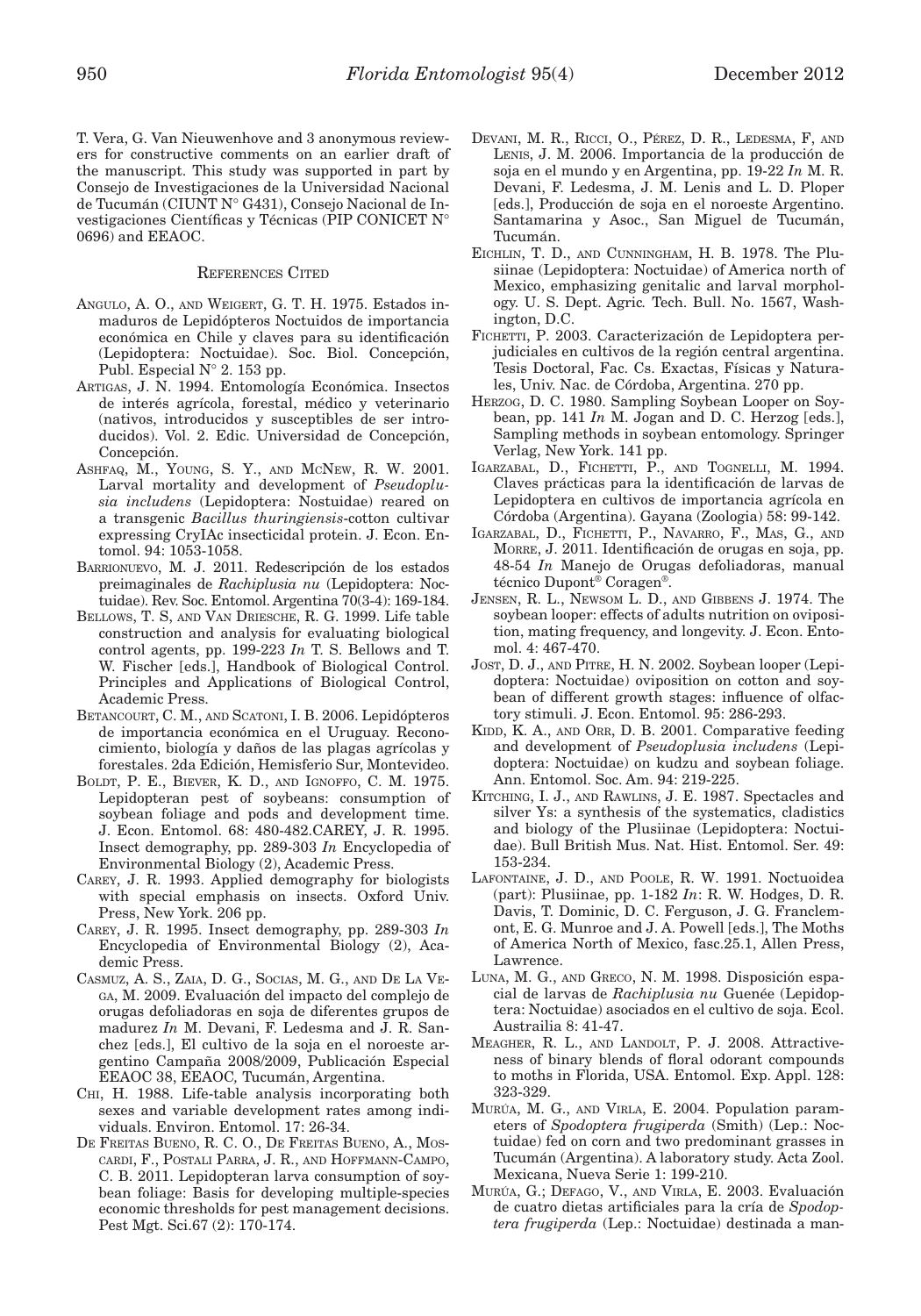T. Vera, G. Van Nieuwenhove and 3 anonymous reviewers for constructive comments on an earlier draft of the manuscript. This study was supported in part by Consejo de Investigaciones de la Universidad Nacional de Tucumán (CIUNT N° G431), Consejo Nacional de Investigaciones Científicas y Técnicas (PIP CONICET N° 0696) and EEAOC.

## References Cited

Angulo, A. O., and Weigert, G. T. H. 1975. Estados inmaduros de Lepidópteros Noctuidos de importancia económica en Chile y claves para su identificación (Lepidoptera: Noctuidae). Soc. Biol. Concepción, Publ. Especial N° 2. 153 pp.

Artigas, J. N. 1994. Entomología Económica. Insectos de interés agrícola, forestal, médico y veterinario (nativos, introducidos y susceptibles de ser introducidos). Vol. 2. Edic. Universidad de Concepción, Concepción.

Ashfaq, M., Young, S. Y., and McNew, R. W. 2001. Larval mortality and development of *Pseudoplusia includens* (Lepidoptera: Nostuidae) reared on a transgenic *Bacillus thuringiensis*-cotton cultivar expressing CryIAc insecticidal protein. J. Econ. Entomol. 94: 1053-1058.

Barrionuevo, M. J. 2011. Redescripción de los estados preimaginales de *Rachiplusia nu* (Lepidoptera: Noctuidae). Rev. Soc. Entomol. Argentina 70(3-4): 169-184.

Bellows, T. S, and Van Driesche, R. G. 1999. Life table construction and analysis for evaluating biological control agents, pp. 199-223 *In* T. S. Bellows and T. W. Fischer [eds.], Handbook of Biological Control. Principles and Applications of Biological Control, Academic Press.

Betancourt, C. M., and Scatoni, I. B. 2006. Lepidópteros de importancia económica en el Uruguay. Reconocimiento, biología y daños de las plagas agrícolas y forestales. 2da Edición, Hemisferio Sur, Montevideo.

Boldt, P. E., Biever, K. D., and Ignoffo, C. M. 1975. Lepidopteran pest of soybeans: consumption of soybean foliage and pods and development time. J. Econ. Entomol. 68: 480-482.CAREY, J. R. 1995. Insect demography, pp. 289-303 *In* Encyclopedia of Environmental Biology (2), Academic Press.

Carey, J. R. 1993. Applied demography for biologists with special emphasis on insects. Oxford Univ. Press, New York. 206 pp.

Carey, J. R. 1995. Insect demography, pp. 289-303 *In* Encyclopedia of Environmental Biology (2), Academic Press.

Casmuz, A. S., Zaia, D. G., Socias, M. G., and De La Vega, M. 2009. Evaluación del impacto del complejo de orugas defoliadoras en soja de diferentes grupos de madurez *In* M. Devani, F. Ledesma and J. R. Sanchez [eds.], El cultivo de la soja en el noroeste argentino Campaña 2008/2009, Publicación Especial EEAOC 38, EEAOC, Tucumán, Argentina.

Chi, H. 1988. Life-table analysis incorporating both sexes and variable development rates among individuals. Environ. Entomol. 17: 26-34.

De Freitas Bueno, R. C. O., De Freitas Bueno, A., Moscardi, F., Postali Parra, J. R., and Hoffmann-Campo, C. B. 2011. Lepidopteran larva consumption of soybean foliage: Basis for developing multiple-species economic thresholds for pest management decisions. Pest Mgt. Sci.67 (2): 170-174.

Devani, M. R., Ricci, O., Pérez, D. R., Ledesma, F, and Lenis, J. M. 2006. Importancia de la producción de soja en el mundo y en Argentina, pp. 19-22 *In* M. R. Devani, F. Ledesma, J. M. Lenis and L. D. Ploper [eds.], Producción de soja en el noroeste Argentino. Santamarina y Asoc., San Miguel de Tucumán, Tucumán.

Eichlin, T. D., and Cunningham, H. B. 1978. The Plusiinae (Lepidoptera: Noctuidae) of America north of Mexico, emphasizing genitalic and larval morphology. U. S. Dept. Agric*.* Tech. Bull. No. 1567, Washington, D.C.

Fichetti, P. 2003. Caracterización de Lepidoptera perjudiciales en cultivos de la región central argentina. Tesis Doctoral, Fac. Cs. Exactas, Físicas y Naturales, Univ. Nac. de Córdoba, Argentina. 270 pp.

Herzog, D. C. 1980. Sampling Soybean Looper on Soybean, pp. 141 *In* M. Jogan and D. C. Herzog [eds.], Sampling methods in soybean entomology. Springer Verlag, New York. 141 pp.

Igarzabal, D., Fichetti, P., and Tognelli, M. 1994. Claves prácticas para la identificación de larvas de Lepidoptera en cultivos de importancia agrícola en Córdoba (Argentina). Gayana (Zoologia) 58: 99-142.

Igarzabal, D., Fichetti, P., Navarro, F., Mas, G., and Morre, J. 2011. Identificación de orugas en soja, pp. 48-54 *In* Manejo de Orugas defoliadoras, manual técnico Dupont® Coragen®.

Jensen, R. L., Newsom L. D., and Gibbens J. 1974. The soybean looper: effects of adults nutrition on oviposition, mating frequency, and longevity. J. Econ. Entomol. 4: 467-470.

Jost, D. J., and Pitre, H. N. 2002. Soybean looper (Lepidoptera: Noctuidae) oviposition on cotton and soybean of different growth stages: influence of olfactory stimuli. J. Econ. Entomol. 95: 286-293.

Kidd, K. A., and Orr, D. B. 2001. Comparative feeding and development of *Pseudoplusia includens* (Lepidoptera: Noctuidae) on kudzu and soybean foliage. Ann. Entomol. Soc. Am. 94: 219-225.

Kitching, I. J., and Rawlins, J. E. 1987. Spectacles and silver Ys: a synthesis of the systematics, cladistics and biology of the Plusiinae (Lepidoptera: Noctuidae). Bull British Mus. Nat. Hist. Entomol. Ser. 49: 153-234.

Lafontaine, J. D., and Poole, R. W. 1991. Noctuoidea (part): Plusiinae, pp. 1-182 *In*: R. W. Hodges, D. R. Davis, T. Dominic, D. C. Ferguson, J. G. Franclemont, E. G. Munroe and J. A. Powell [eds.], The Moths of America North of Mexico, fasc.25.1, Allen Press, Lawrence.

Luna, M. G., and Greco, N. M. 1998. Disposición espacial de larvas de *Rachiplusia nu* Guenée (Lepidoptera: Noctuidae) asociados en el cultivo de soja. Ecol. Austrailia 8: 41-47.

Meagher, R. L., and Landolt, P. J. 2008. Attractiveness of binary blends of floral odorant compounds to moths in Florida, USA. Entomol. Exp. Appl. 128: 323-329.

Murúa, M. G., and Virla, E. 2004. Population parameters of *Spodoptera frugiperda* (Smith) (Lep.: Noctuidae) fed on corn and two predominant grasses in Tucumán (Argentina). A laboratory study. Acta Zool. Mexicana, Nueva Serie 1: 199-210.

Murúa, G.; Defago, V., and Virla, E. 2003. Evaluación de cuatro dietas artificiales para la cría de *Spodoptera frugiperda* (Lep.: Noctuidae) destinada a man-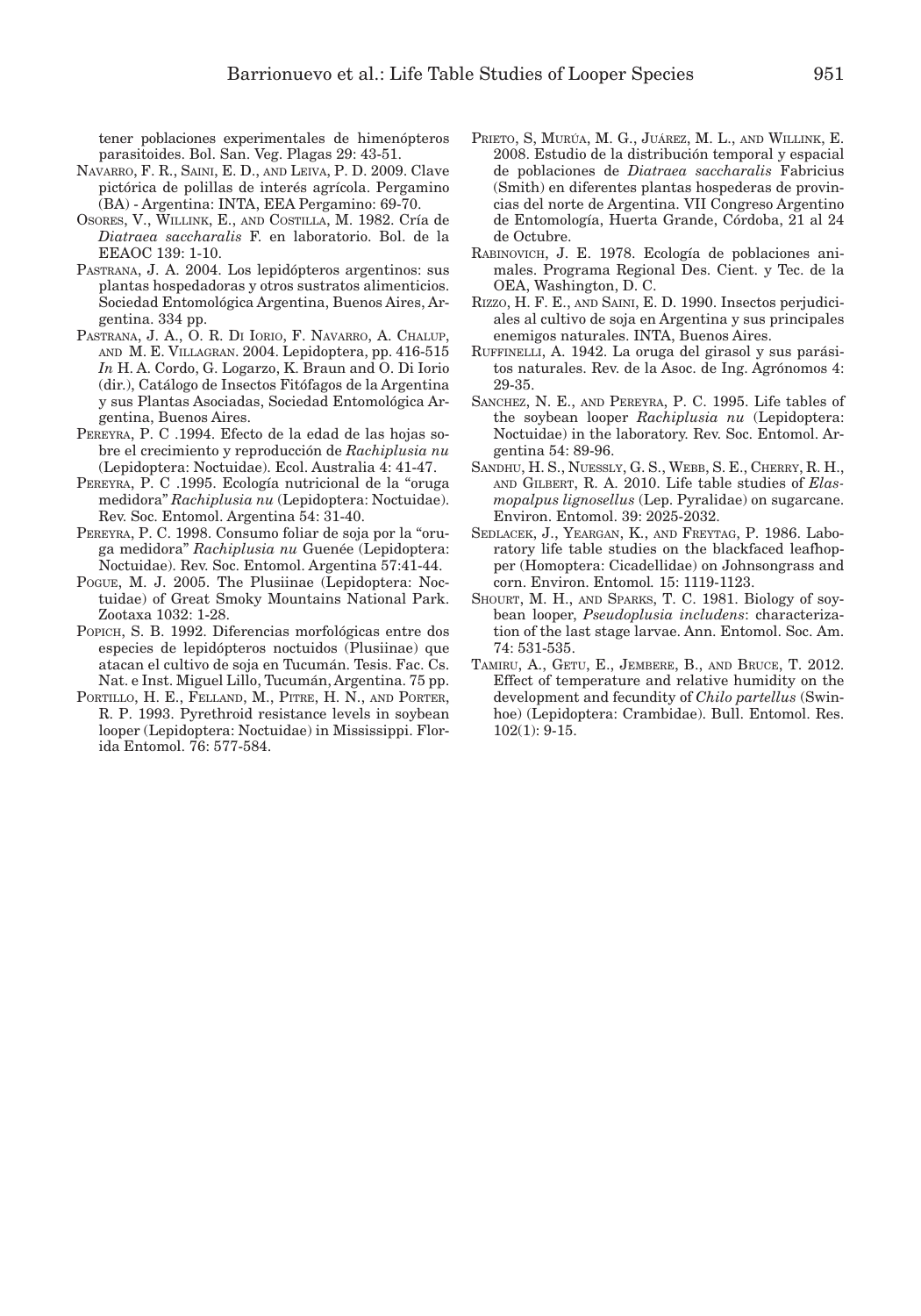tener poblaciones experimentales de himenópteros parasitoides. Bol. San. Veg. Plagas 29: 43-51.

Navarro, F. R., Saini, E. D., and Leiva, P. D. 2009. Clave pictórica de polillas de interés agrícola. Pergamino (BA) - Argentina: INTA, EEA Pergamino: 69-70.

Osores, V., Willink, E., and Costilla, M. 1982. Cría de *Diatraea saccharalis* F. en laboratorio. Bol. de la EEAOC 139: 1-10.

Pastrana, J. A. 2004. Los lepidópteros argentinos: sus plantas hospedadoras y otros sustratos alimenticios. Sociedad Entomológica Argentina, Buenos Aires, Argentina. 334 pp.

Pastrana, J. A., O. R. Di Iorio, F. Navarro, A. Chalup, and M. E. Villagran. 2004. Lepidoptera, pp. 416-515 *In* H. A. Cordo, G. Logarzo, K. Braun and O. Di Iorio (dir.), Catálogo de Insectos Fitófagos de la Argentina y sus Plantas Asociadas, Sociedad Entomológica Argentina, Buenos Aires.

Pereyra, P. C .1994. Efecto de la edad de las hojas sobre el crecimiento y reproducción de *Rachiplusia nu* (Lepidoptera: Noctuidae). Ecol. Australia 4: 41-47.

Pereyra, P. C .1995. Ecología nutricional de la "oruga medidora" *Rachiplusia nu* (Lepidoptera: Noctuidae). Rev. Soc. Entomol. Argentina 54: 31-40.

Pereyra, P. C. 1998. Consumo foliar de soja por la "oruga medidora" *Rachiplusia nu* Guenée (Lepidoptera: Noctuidae). Rev. Soc. Entomol. Argentina 57:41-44.

Pogue, M. J. 2005. The Plusiinae (Lepidoptera: Noctuidae) of Great Smoky Mountains National Park. Zootaxa 1032: 1-28.

Popich, S. B. 1992. Diferencias morfológicas entre dos especies de lepidópteros noctuidos (Plusiinae) que atacan el cultivo de soja en Tucumán. Tesis. Fac. Cs. Nat. e Inst. Miguel Lillo, Tucumán, Argentina. 75 pp.

Portillo, H. E., Felland, M., Pitre, H. N., and Porter, R. P. 1993. Pyrethroid resistance levels in soybean looper (Lepidoptera: Noctuidae) in Mississippi. Florida Entomol. 76: 577-584.

Prieto, S, Murúa, M. G., Juárez, M. L., and Willink, E. 2008. Estudio de la distribución temporal y espacial de poblaciones de *Diatraea saccharalis* Fabricius (Smith) en diferentes plantas hospederas de provincias del norte de Argentina. VII Congreso Argentino de Entomología, Huerta Grande, Córdoba, 21 al 24 de Octubre.

Rabinovich, J. E. 1978. Ecología de poblaciones animales. Programa Regional Des. Cient. y Tec. de la OEA, Washington, D. C.

Rizzo, H. F. E., and Saini, E. D. 1990. Insectos perjudiciales al cultivo de soja en Argentina y sus principales enemigos naturales. INTA, Buenos Aires.

Ruffinelli, A. 1942. La oruga del girasol y sus parásitos naturales. Rev. de la Asoc. de Ing. Agrónomos 4: 29-35.

Sanchez, N. E., and Pereyra, P. C. 1995. Life tables of the soybean looper *Rachiplusia nu* (Lepidoptera: Noctuidae) in the laboratory. Rev. Soc. Entomol. Argentina 54: 89-96.

Sandhu, H. S., Nuessly, G. S., Webb, S. E., Cherry, R. H., and Gilbert, R. A. 2010. Life table studies of *Elasmopalpus lignosellus* (Lep. Pyralidae) on sugarcane. Environ. Entomol. 39: 2025-2032.

Sedlacek, J., Yeargan, K., and Freytag, P. 1986. Laboratory life table studies on the blackfaced leafhopper (Homoptera: Cicadellidae) on Johnsongrass and corn. Environ. Entomol*.* 15: 1119-1123.

Shourt, M. H., and Sparks, T. C. 1981. Biology of soybean looper, *Pseudoplusia includens*: characterization of the last stage larvae. Ann. Entomol. Soc. Am. 74: 531-535.

Tamiru, A., Getu, E., Jembere, B., and Bruce, T. 2012. Effect of temperature and relative humidity on the development and fecundity of *Chilo partellus* (Swinhoe) (Lepidoptera: Crambidae). Bull. Entomol. Res. 102(1): 9-15.